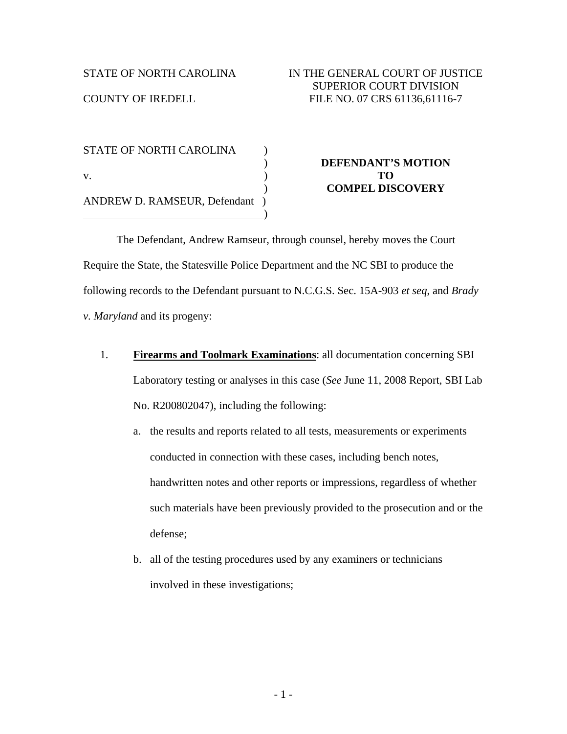STATE OF NORTH CAROLINA

COUNTY OF IREDELL

IN THE GENERAL COURT OF JUSTICE
SUPERIOR COURT DIVISION
FILE NO. 07 CRS 61136,61116-7

STATE OF NORTH CAROLINA )
)
v. )
)
ANDREW D. RAMSEUR, Defendant )
)

**DEFENDANT'S MOTION TO COMPEL DISCOVERY**

The Defendant, Andrew Ramseur, through counsel, hereby moves the Court Require the State, the Statesville Police Department and the NC SBI to produce the following records to the Defendant pursuant to N.C.G.S. Sec. 15A-903 *et seq*, and *Brady v. Maryland* and its progeny:

1. **Firearms and Toolmark Examinations**: all documentation concerning SBI Laboratory testing or analyses in this case (*See* June 11, 2008 Report, SBI Lab No. R200802047), including the following:

   a. the results and reports related to all tests, measurements or experiments conducted in connection with these cases, including bench notes, handwritten notes and other reports or impressions, regardless of whether such materials have been previously provided to the prosecution and or the defense;

   b. all of the testing procedures used by any examiners or technicians involved in these investigations;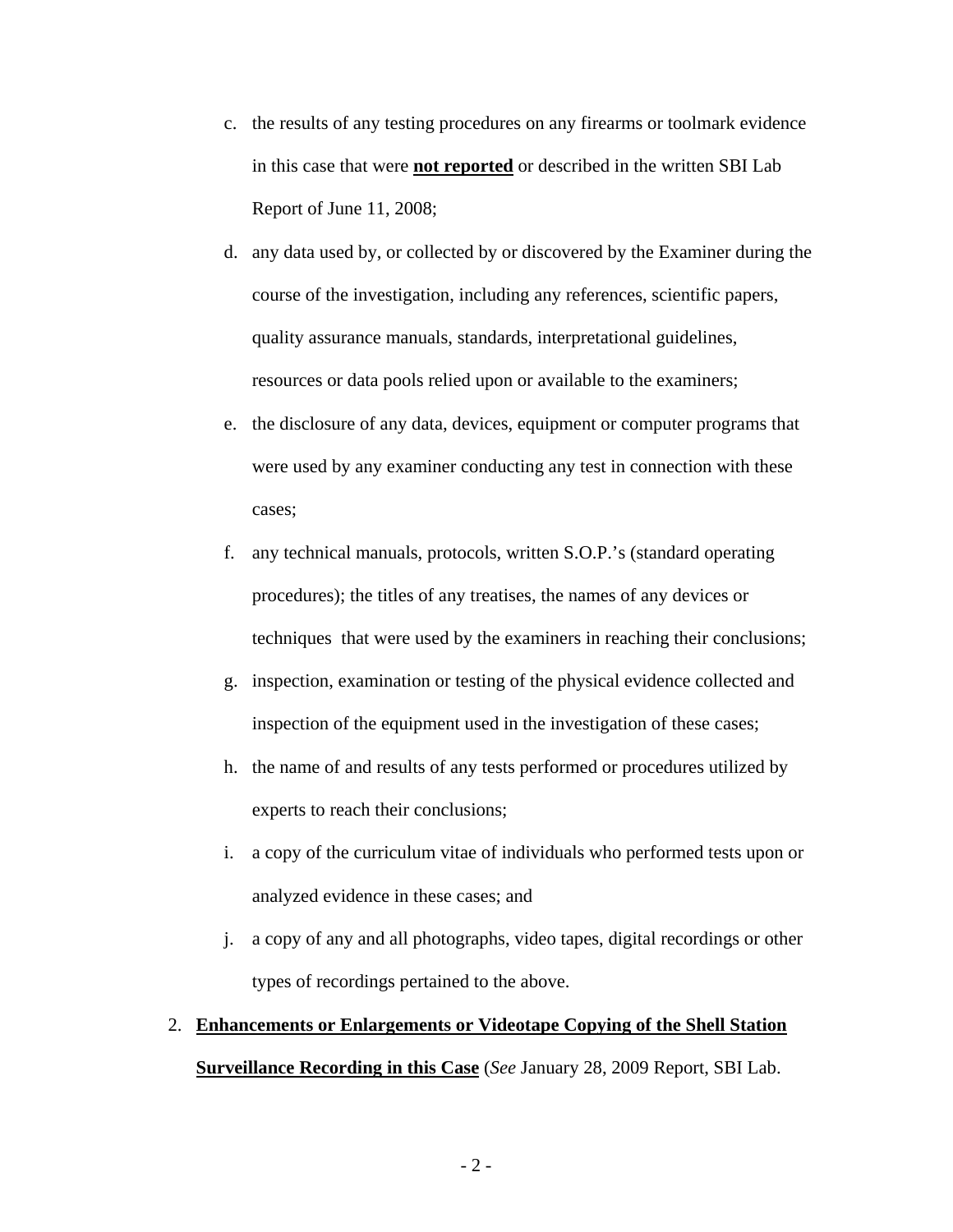c. the results of any testing procedures on any firearms or toolmark evidence in this case that were **not reported** or described in the written SBI Lab Report of June 11, 2008;

d. any data used by, or collected by or discovered by the Examiner during the course of the investigation, including any references, scientific papers, quality assurance manuals, standards, interpretational guidelines, resources or data pools relied upon or available to the examiners;

e. the disclosure of any data, devices, equipment or computer programs that were used by any examiner conducting any test in connection with these cases;

f. any technical manuals, protocols, written S.O.P.'s (standard operating procedures); the titles of any treatises, the names of any devices or techniques that were used by the examiners in reaching their conclusions;

g. inspection, examination or testing of the physical evidence collected and inspection of the equipment used in the investigation of these cases;

h. the name of and results of any tests performed or procedures utilized by experts to reach their conclusions;

i. a copy of the curriculum vitae of individuals who performed tests upon or analyzed evidence in these cases; and

j. a copy of any and all photographs, video tapes, digital recordings or other types of recordings pertained to the above.

2. **Enhancements or Enlargements or Videotape Copying of the Shell Station Surveillance Recording in this Case** (*See* January 28, 2009 Report, SBI Lab.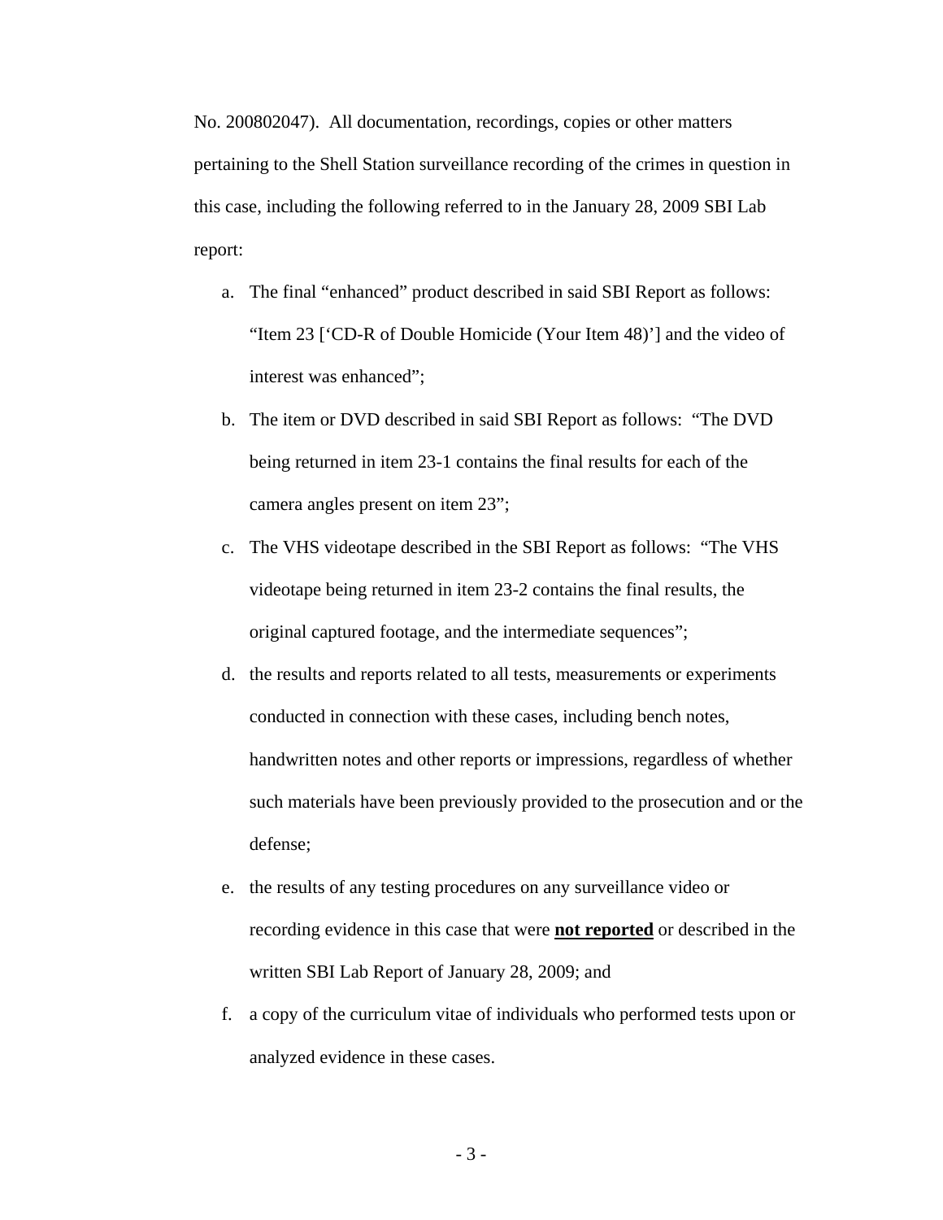No. 200802047). All documentation, recordings, copies or other matters pertaining to the Shell Station surveillance recording of the crimes in question in this case, including the following referred to in the January 28, 2009 SBI Lab report:

a. The final "enhanced" product described in said SBI Report as follows: "Item 23 ['CD-R of Double Homicide (Your Item 48)'] and the video of interest was enhanced";

b. The item or DVD described in said SBI Report as follows: "The DVD being returned in item 23-1 contains the final results for each of the camera angles present on item 23";

c. The VHS videotape described in the SBI Report as follows: "The VHS videotape being returned in item 23-2 contains the final results, the original captured footage, and the intermediate sequences";

d. the results and reports related to all tests, measurements or experiments conducted in connection with these cases, including bench notes, handwritten notes and other reports or impressions, regardless of whether such materials have been previously provided to the prosecution and or the defense;

e. the results of any testing procedures on any surveillance video or recording evidence in this case that were **not reported** or described in the written SBI Lab Report of January 28, 2009; and

f. a copy of the curriculum vitae of individuals who performed tests upon or analyzed evidence in these cases.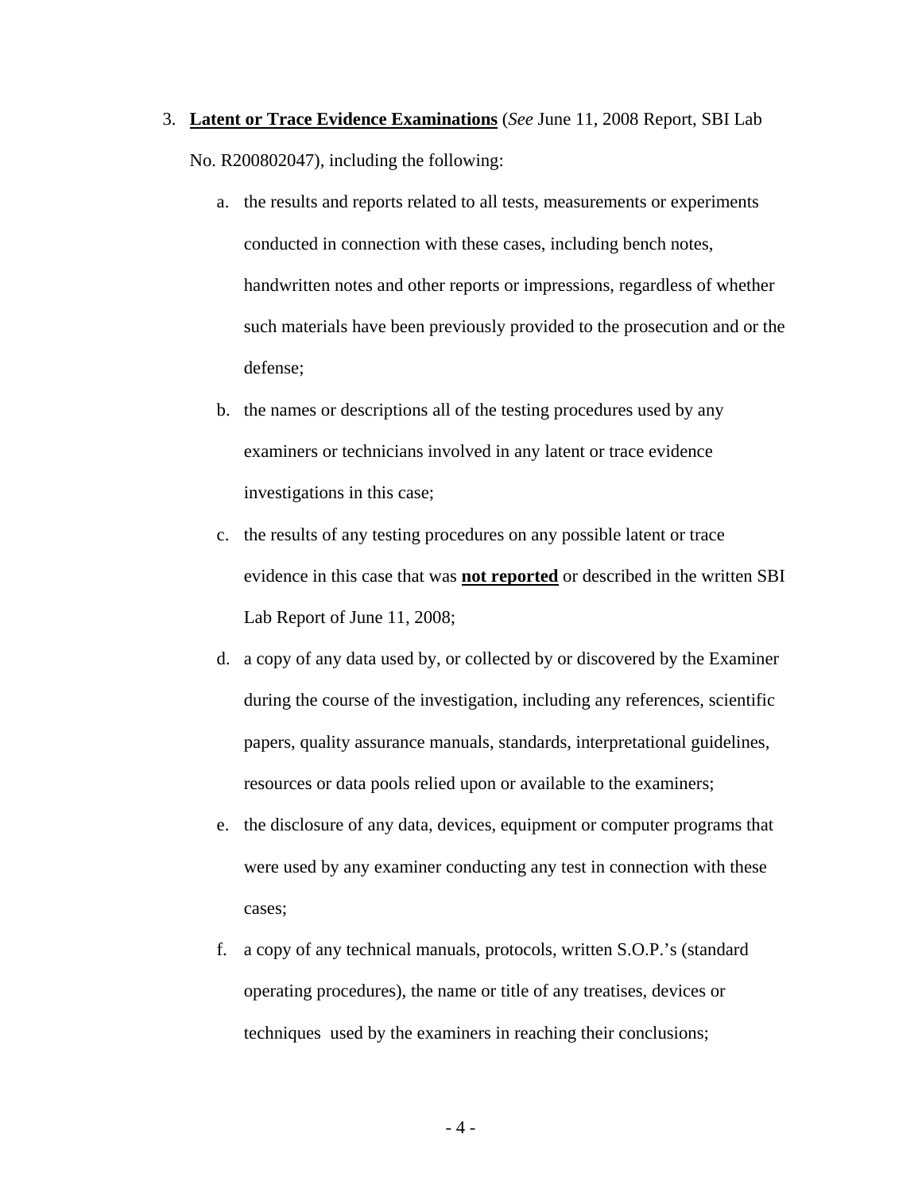3. **<u>Latent or Trace Evidence Examinations</u>** (*See* June 11, 2008 Report, SBI Lab No. R200802047), including the following:

   a. the results and reports related to all tests, measurements or experiments conducted in connection with these cases, including bench notes, handwritten notes and other reports or impressions, regardless of whether such materials have been previously provided to the prosecution and or the defense;

   b. the names or descriptions all of the testing procedures used by any examiners or technicians involved in any latent or trace evidence investigations in this case;

   c. the results of any testing procedures on any possible latent or trace evidence in this case that was **<u>not reported</u>** or described in the written SBI Lab Report of June 11, 2008;

   d. a copy of any data used by, or collected by or discovered by the Examiner during the course of the investigation, including any references, scientific papers, quality assurance manuals, standards, interpretational guidelines, resources or data pools relied upon or available to the examiners;

   e. the disclosure of any data, devices, equipment or computer programs that were used by any examiner conducting any test in connection with these cases;

   f. a copy of any technical manuals, protocols, written S.O.P.'s (standard operating procedures), the name or title of any treatises, devices or techniques used by the examiners in reaching their conclusions;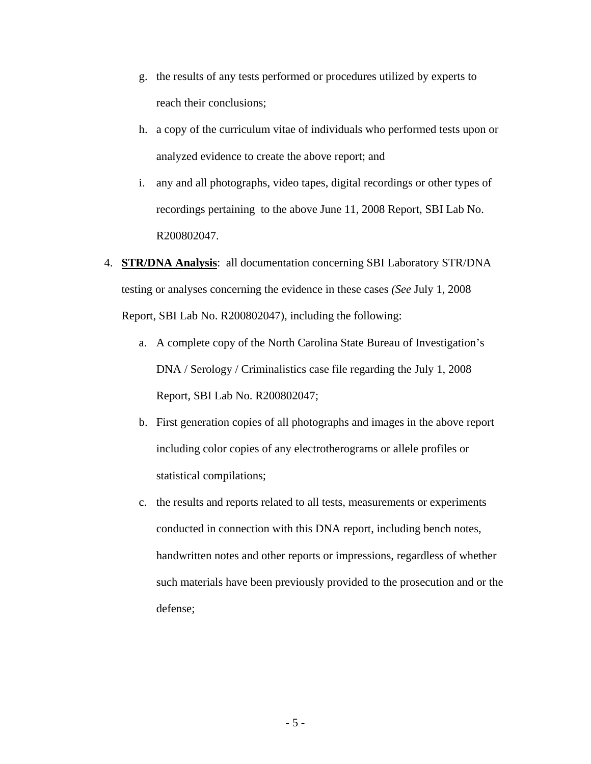g. the results of any tests performed or procedures utilized by experts to reach their conclusions;

h. a copy of the curriculum vitae of individuals who performed tests upon or analyzed evidence to create the above report; and

i. any and all photographs, video tapes, digital recordings or other types of recordings pertaining to the above June 11, 2008 Report, SBI Lab No. R200802047.

4. **STR/DNA Analysis**: all documentation concerning SBI Laboratory STR/DNA testing or analyses concerning the evidence in these cases *(See* July 1, 2008 Report, SBI Lab No. R200802047), including the following:

   a. A complete copy of the North Carolina State Bureau of Investigation's DNA / Serology / Criminalistics case file regarding the July 1, 2008 Report, SBI Lab No. R200802047;

   b. First generation copies of all photographs and images in the above report including color copies of any electrotherograms or allele profiles or statistical compilations;

   c. the results and reports related to all tests, measurements or experiments conducted in connection with this DNA report, including bench notes, handwritten notes and other reports or impressions, regardless of whether such materials have been previously provided to the prosecution and or the defense;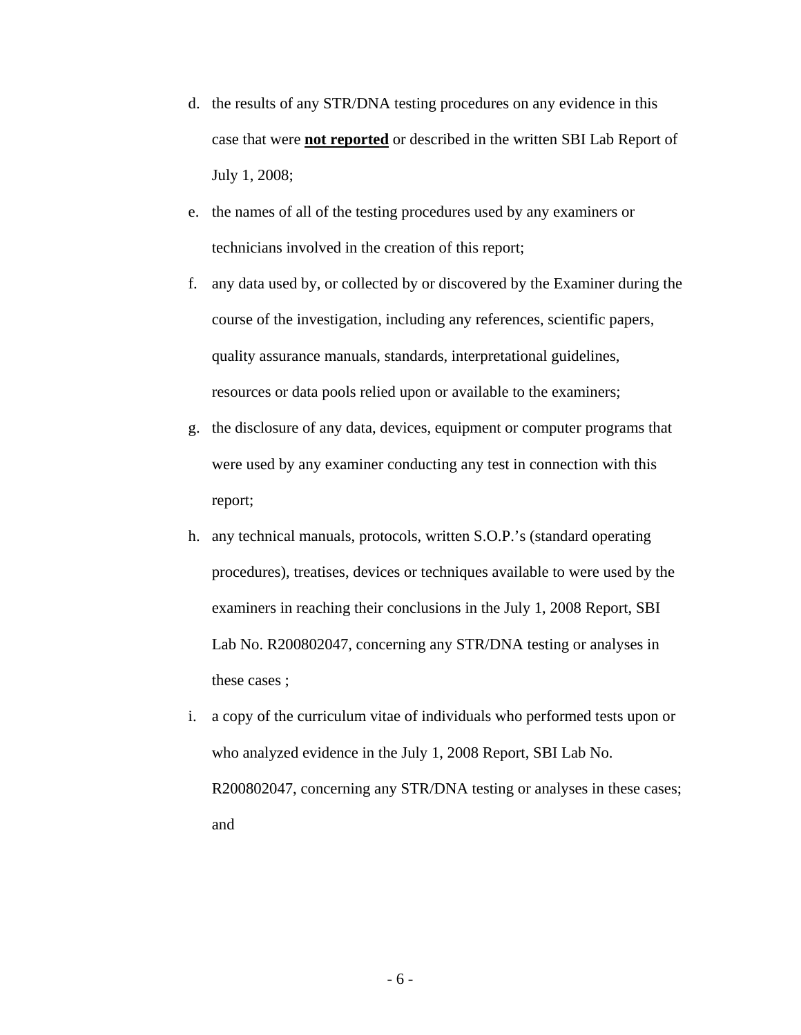d. the results of any STR/DNA testing procedures on any evidence in this case that were **not reported** or described in the written SBI Lab Report of July 1, 2008;

e. the names of all of the testing procedures used by any examiners or technicians involved in the creation of this report;

f. any data used by, or collected by or discovered by the Examiner during the course of the investigation, including any references, scientific papers, quality assurance manuals, standards, interpretational guidelines, resources or data pools relied upon or available to the examiners;

g. the disclosure of any data, devices, equipment or computer programs that were used by any examiner conducting any test in connection with this report;

h. any technical manuals, protocols, written S.O.P.'s (standard operating procedures), treatises, devices or techniques available to were used by the examiners in reaching their conclusions in the July 1, 2008 Report, SBI Lab No. R200802047, concerning any STR/DNA testing or analyses in these cases ;

i. a copy of the curriculum vitae of individuals who performed tests upon or who analyzed evidence in the July 1, 2008 Report, SBI Lab No. R200802047, concerning any STR/DNA testing or analyses in these cases; and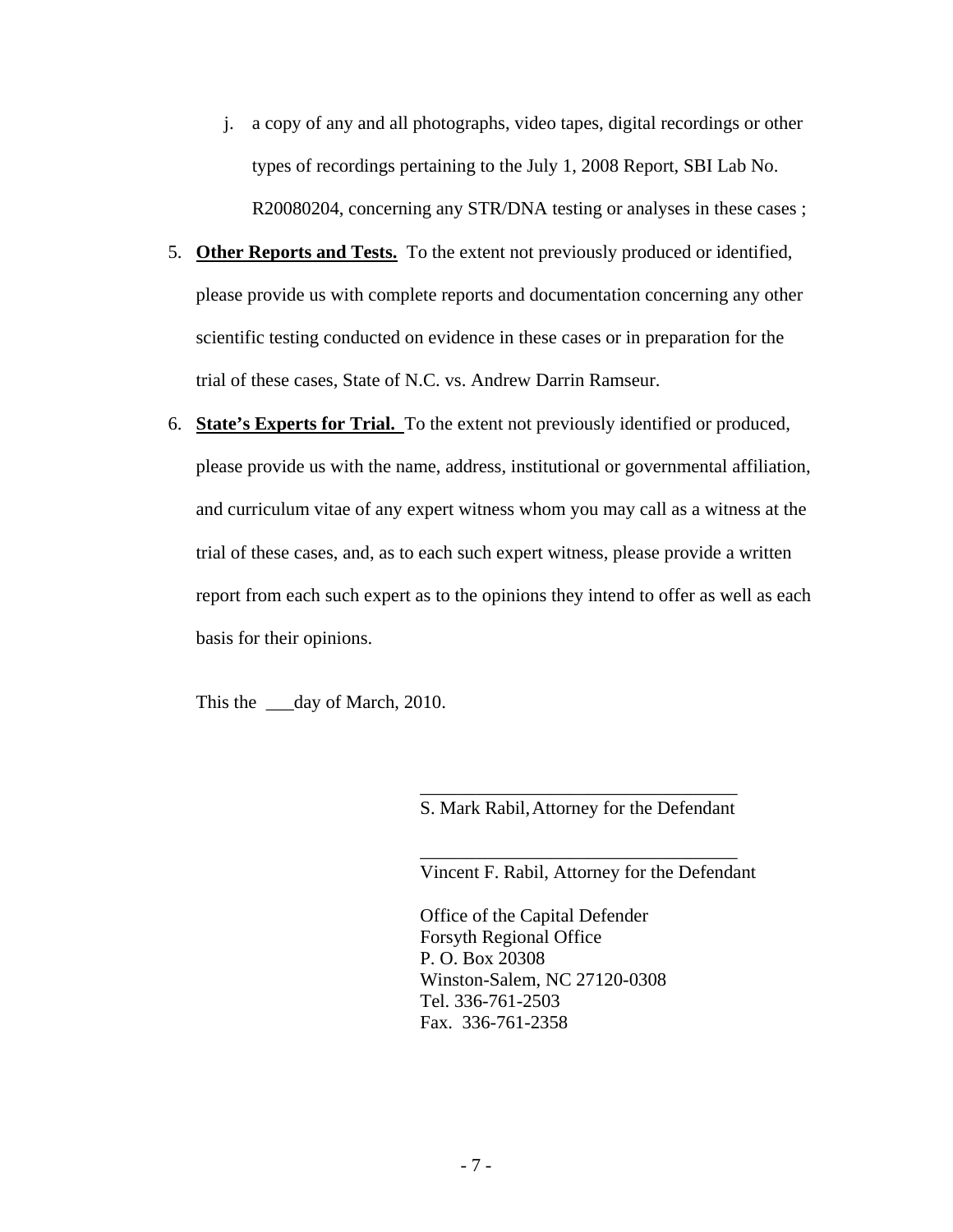j. a copy of any and all photographs, video tapes, digital recordings or other types of recordings pertaining to the July 1, 2008 Report, SBI Lab No. R20080204, concerning any STR/DNA testing or analyses in these cases ;

5. **Other Reports and Tests.** To the extent not previously produced or identified, please provide us with complete reports and documentation concerning any other scientific testing conducted on evidence in these cases or in preparation for the trial of these cases, State of N.C. vs. Andrew Darrin Ramseur.

6. **State's Experts for Trial.** To the extent not previously identified or produced, please provide us with the name, address, institutional or governmental affiliation, and curriculum vitae of any expert witness whom you may call as a witness at the trial of these cases, and, as to each such expert witness, please provide a written report from each such expert as to the opinions they intend to offer as well as each basis for their opinions.

This the ___day of March, 2010.

\_\_\_\_\_\_\_\_\_\_\_\_\_\_\_\_\_\_\_\_\_\_\_\_\_\_\_\_\_\_\_\_\_\_
S. Mark Rabil, Attorney for the Defendant

\_\_\_\_\_\_\_\_\_\_\_\_\_\_\_\_\_\_\_\_\_\_\_\_\_\_\_\_\_\_\_\_\_\_
Vincent F. Rabil, Attorney for the Defendant

Office of the Capital Defender
Forsyth Regional Office
P. O. Box 20308
Winston-Salem, NC 27120-0308
Tel. 336-761-2503
Fax. 336-761-2358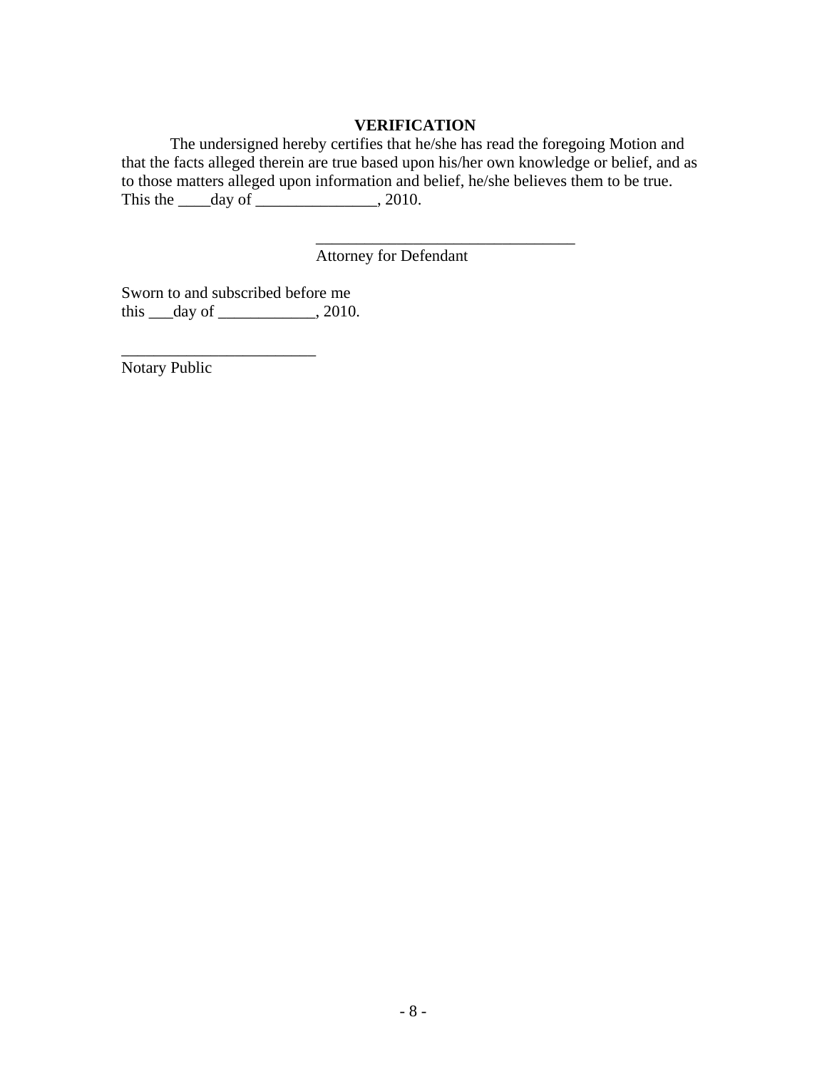**VERIFICATION**

The undersigned hereby certifies that he/she has read the foregoing Motion and that the facts alleged therein are true based upon his/her own knowledge or belief, and as to those matters alleged upon information and belief, he/she believes them to be true. This the ____day of _______________, 2010.

_________________________________
Attorney for Defendant

Sworn to and subscribed before me
this ___day of ____________, 2010.

________________________
Notary Public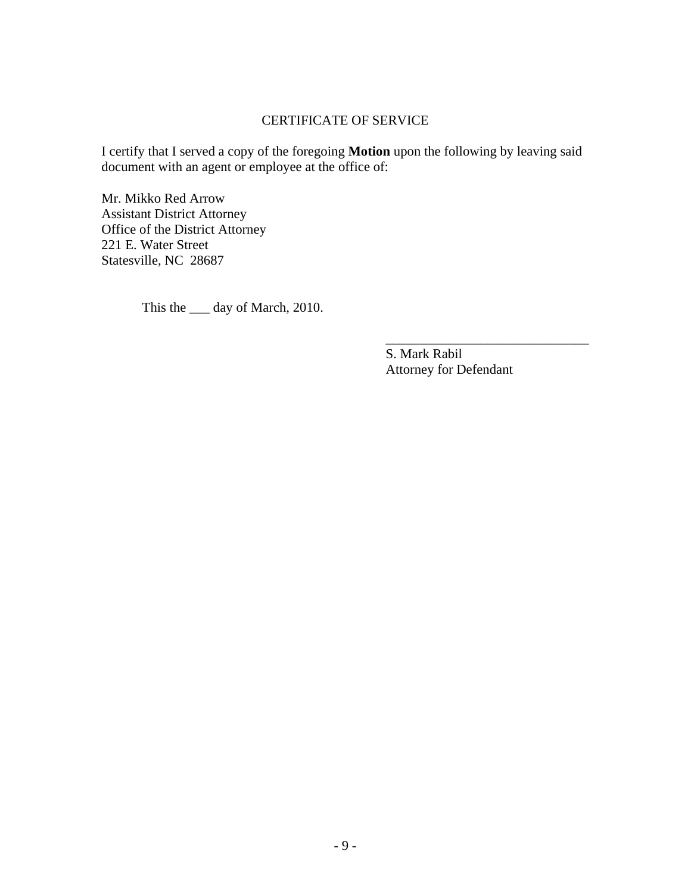CERTIFICATE OF SERVICE

I certify that I served a copy of the foregoing **Motion** upon the following by leaving said document with an agent or employee at the office of:

Mr. Mikko Red Arrow
Assistant District Attorney
Office of the District Attorney
221 E. Water Street
Statesville, NC 28687

This the ___ day of March, 2010.

_______________________________
S. Mark Rabil
Attorney for Defendant